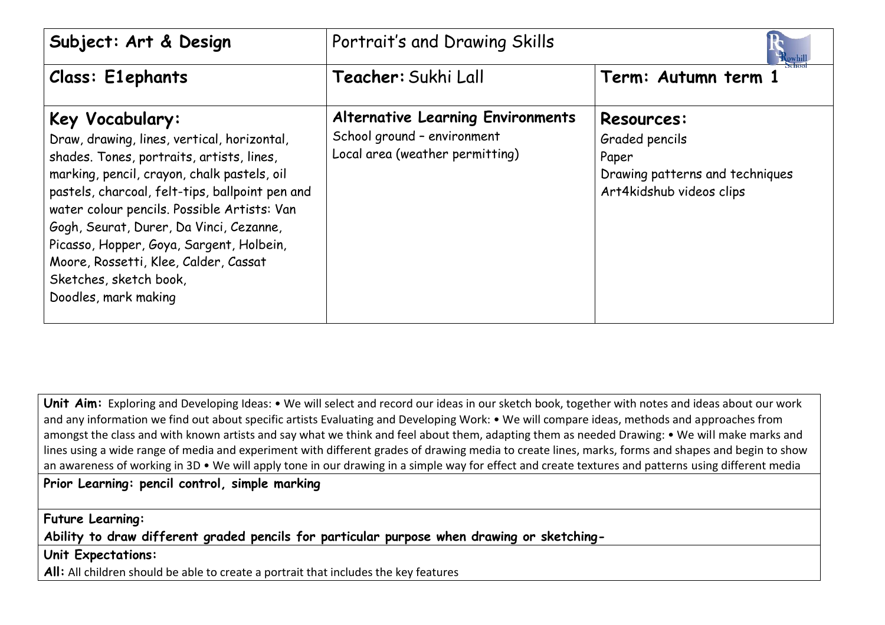| Subject: Art & Design | Portrait's and Drawing Skills | |
|---|---|---|
| **Class: E1ephants** | **Teacher:** Sukhi Lall | **Term: Autumn term 1** |
| **Key Vocabulary:** Draw, drawing, lines, vertical, horizontal, shades. Tones, portraits, artists, lines, marking, pencil, crayon, chalk pastels, oil pastels, charcoal, felt-tips, ballpoint pen and water colour pencils. Possible Artists: Van Gogh, Seurat, Durer, Da Vinci, Cezanne, Picasso, Hopper, Goya, Sargent, Holbein, Moore, Rossetti, Klee, Calder, Cassat Sketches, sketch book, Doodles, mark making | **Alternative Learning Environments** School ground – environment Local area (weather permitting) | **Resources:** Graded pencils Paper Drawing patterns and techniques Art4kidshub videos clips |

| **Unit Aim:** Exploring and Developing Ideas: • We will select and record our ideas in our sketch book, together with notes and ideas about our work and any information we find out about specific artists Evaluating and Developing Work: • We will compare ideas, methods and approaches from amongst the class and with known artists and say what we think and feel about them, adapting them as needed Drawing: • We will make marks and lines using a wide range of media and experiment with different grades of drawing media to create lines, marks, forms and shapes and begin to show an awareness of working in 3D • We will apply tone in our drawing in a simple way for effect and create textures and patterns using different media |
|---|
| **Prior Learning: pencil control, simple marking** |
| **Future Learning:** **Ability to draw different graded pencils for particular purpose when drawing or sketching-** |
| **Unit Expectations:** **All:** All children should be able to create a portrait that includes the key features |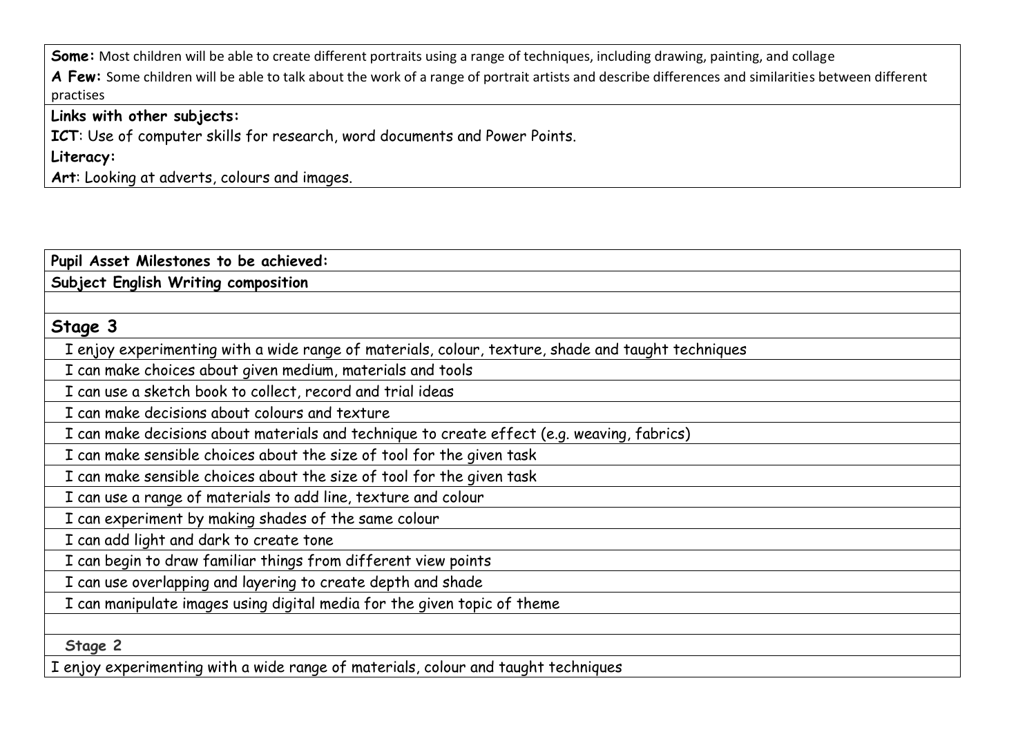| **Some:** Most children will be able to create different portraits using a range of techniques, including drawing, painting, and collage<br>**A Few:** Some children will be able to talk about the work of a range of portrait artists and describe differences and similarities between different practises |
|---|
| **Links with other subjects:**<br>**ICT**: Use of computer skills for research, word documents and Power Points.<br>**Literacy:**<br>**Art**: Looking at adverts, colours and images. |

| **Pupil Asset Milestones to be achieved:** |
|---|
| **Subject English Writing composition** |
| |
| **Stage 3** |
| I enjoy experimenting with a wide range of materials, colour, texture, shade and taught techniques |
| I can make choices about given medium, materials and tools |
| I can use a sketch book to collect, record and trial ideas |
| I can make decisions about colours and texture |
| I can make decisions about materials and technique to create effect (e.g. weaving, fabrics) |
| I can make sensible choices about the size of tool for the given task |
| I can make sensible choices about the size of tool for the given task |
| I can use a range of materials to add line, texture and colour |
| I can experiment by making shades of the same colour |
| I can add light and dark to create tone |
| I can begin to draw familiar things from different view points |
| I can use overlapping and layering to create depth and shade |
| I can manipulate images using digital media for the given topic of theme |
| |
| **Stage 2** |
| I enjoy experimenting with a wide range of materials, colour and taught techniques |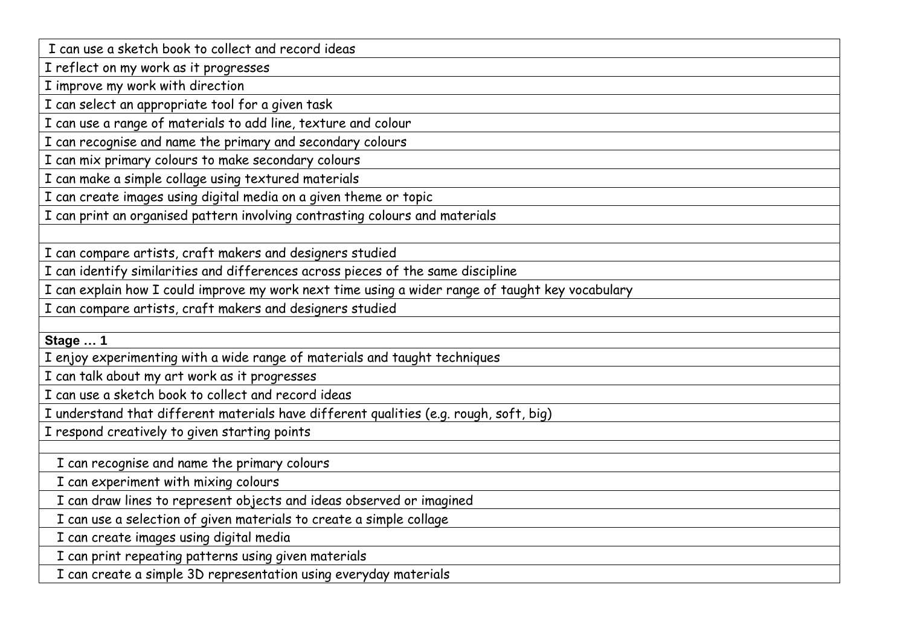| I can use a sketch book to collect and record ideas |
|---|
| I reflect on my work as it progresses |
| I improve my work with direction |
| I can select an appropriate tool for a given task |
| I can use a range of materials to add line, texture and colour |
| I can recognise and name the primary and secondary colours |
| I can mix primary colours to make secondary colours |
| I can make a simple collage using textured materials |
| I can create images using digital media on a given theme or topic |
| I can print an organised pattern involving contrasting colours and materials |
| |
| I can compare artists, craft makers and designers studied |
| I can identify similarities and differences across pieces of the same discipline |
| I can explain how I could improve my work next time using a wider range of taught key vocabulary |
| I can compare artists, craft makers and designers studied |
| |
| **Stage … 1** |
| I enjoy experimenting with a wide range of materials and taught techniques |
| I can talk about my art work as it progresses |
| I can use a sketch book to collect and record ideas |
| I understand that different materials have different qualities (e.g. rough, soft, big) |
| I respond creatively to given starting points |
| |
| I can recognise and name the primary colours |
| I can experiment with mixing colours |
| I can draw lines to represent objects and ideas observed or imagined |
| I can use a selection of given materials to create a simple collage |
| I can create images using digital media |
| I can print repeating patterns using given materials |
| I can create a simple 3D representation using everyday materials |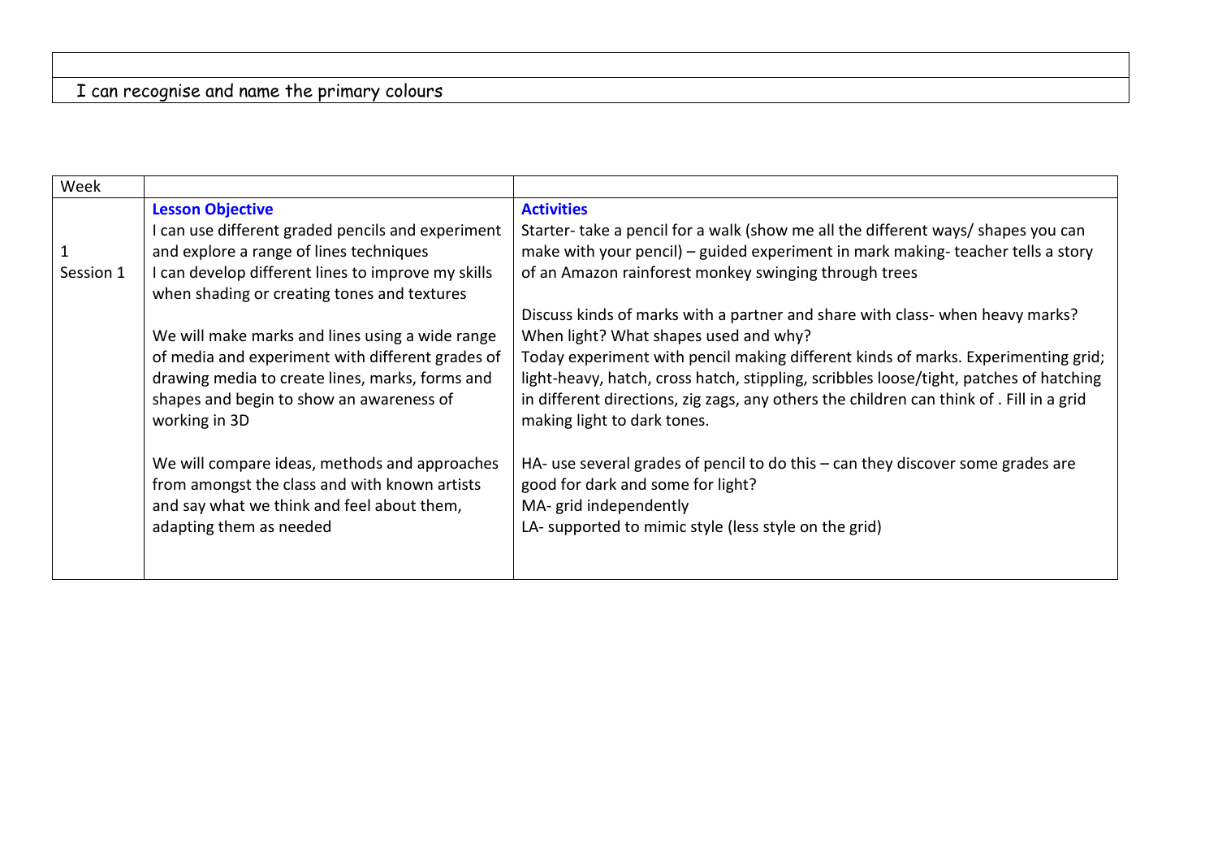| |
|---|
| I can recognise and name the primary colours |

| Week | | |
|---|---|---|
| 1<br>Session 1 | **Lesson Objective**<br>I can use different graded pencils and experiment and explore a range of lines techniques<br>I can develop different lines to improve my skills when shading or creating tones and textures<br><br>We will make marks and lines using a wide range of media and experiment with different grades of drawing media to create lines, marks, forms and shapes and begin to show an awareness of working in 3D<br><br>We will compare ideas, methods and approaches from amongst the class and with known artists and say what we think and feel about them, adapting them as needed | **Activities**<br>Starter- take a pencil for a walk (show me all the different ways/ shapes you can make with your pencil) – guided experiment in mark making- teacher tells a story of an Amazon rainforest monkey swinging through trees<br><br>Discuss kinds of marks with a partner and share with class- when heavy marks? When light? What shapes used and why?<br>Today experiment with pencil making different kinds of marks. Experimenting grid; light-heavy, hatch, cross hatch, stippling, scribbles loose/tight, patches of hatching in different directions, zig zags, any others the children can think of . Fill in a grid making light to dark tones.<br><br>HA- use several grades of pencil to do this – can they discover some grades are good for dark and some for light?<br>MA- grid independently<br>LA- supported to mimic style (less style on the grid) |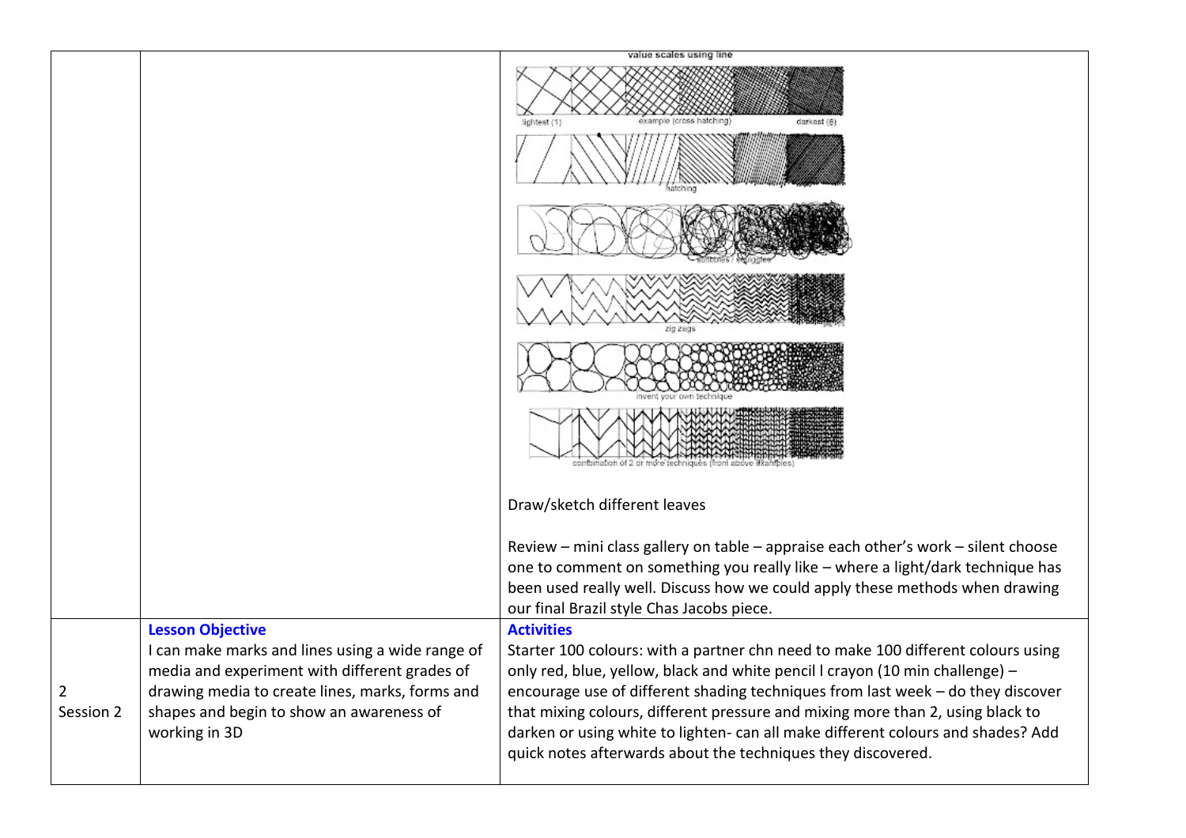| | | |
|---|---|---|
| | | value scales using line<br>lightest (1) example (cross hatching) darkest (6)<br>hatching<br>scribbles / squiggles<br>zig zags<br>invent your own technique<br>combination of 2 or more techniques (from above examples)<br><br>Draw/sketch different leaves<br><br>Review – mini class gallery on table – appraise each other's work – silent choose one to comment on something you really like – where a light/dark technique has been used really well. Discuss how we could apply these methods when drawing our final Brazil style Chas Jacobs piece. |
| 2<br>Session 2 | **Lesson Objective**<br>I can make marks and lines using a wide range of media and experiment with different grades of drawing media to create lines, marks, forms and shapes and begin to show an awareness of working in 3D | **Activities**<br>Starter 100 colours: with a partner chn need to make 100 different colours using only red, blue, yellow, black and white pencil l crayon (10 min challenge) – encourage use of different shading techniques from last week – do they discover that mixing colours, different pressure and mixing more than 2, using black to darken or using white to lighten- can all make different colours and shades? Add quick notes afterwards about the techniques they discovered. |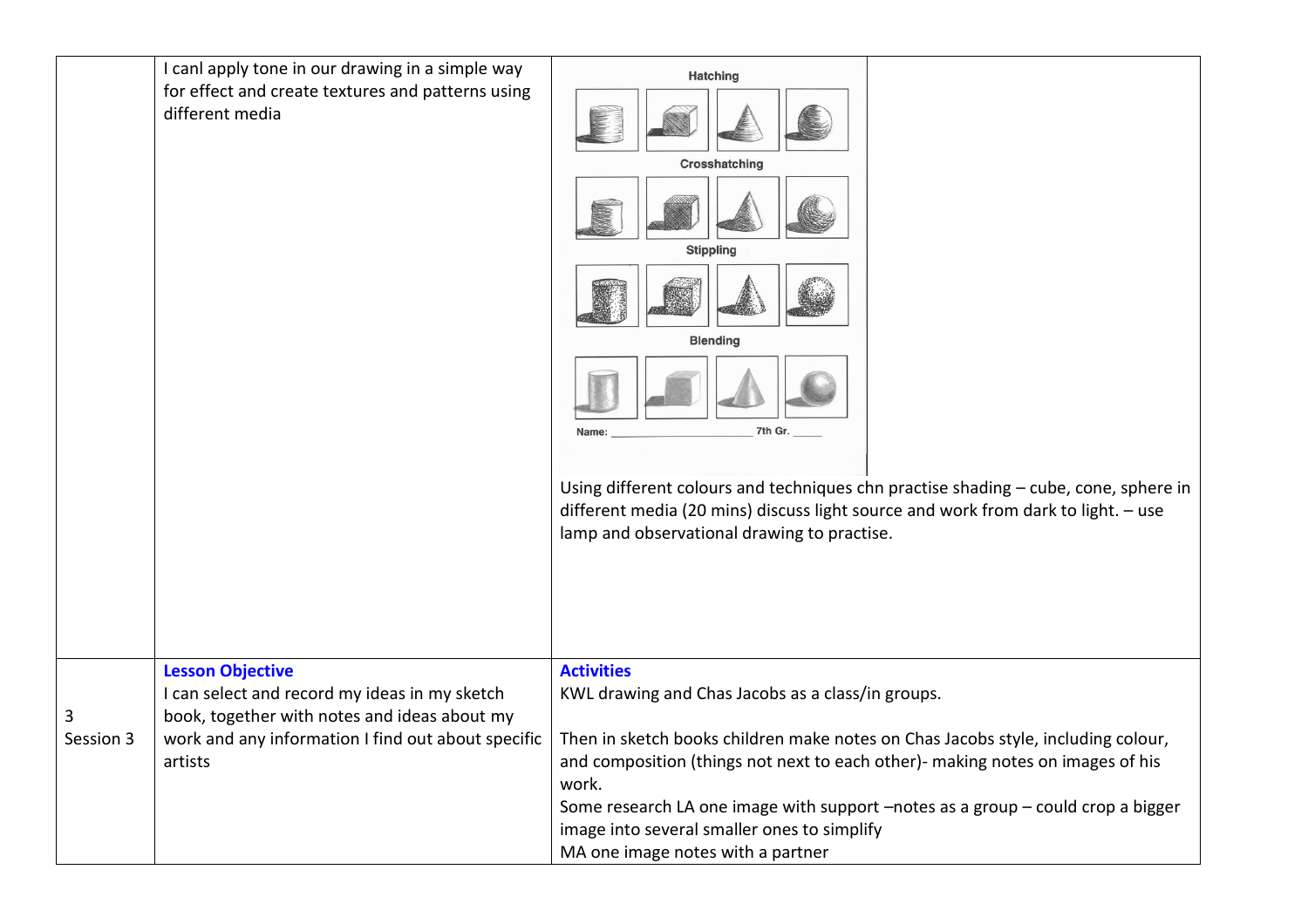| | | |
|---|---|---|
| | I canl apply tone in our drawing in a simple way for effect and create textures and patterns using different media | Hatching<br>Crosshatching<br>Stippling<br>Blending<br>Name: ____________ 7th Gr. _____<br><br>Using different colours and techniques chn practise shading – cube, cone, sphere in different media (20 mins) discuss light source and work from dark to light. – use lamp and observational drawing to practise. |
| 3<br>Session 3 | **Lesson Objective**<br>I can select and record my ideas in my sketch book, together with notes and ideas about my work and any information I find out about specific artists | **Activities**<br>KWL drawing and Chas Jacobs as a class/in groups.<br><br>Then in sketch books children make notes on Chas Jacobs style, including colour, and composition (things not next to each other)- making notes on images of his work.<br>Some research LA one image with support –notes as a group – could crop a bigger image into several smaller ones to simplify<br>MA one image notes with a partner |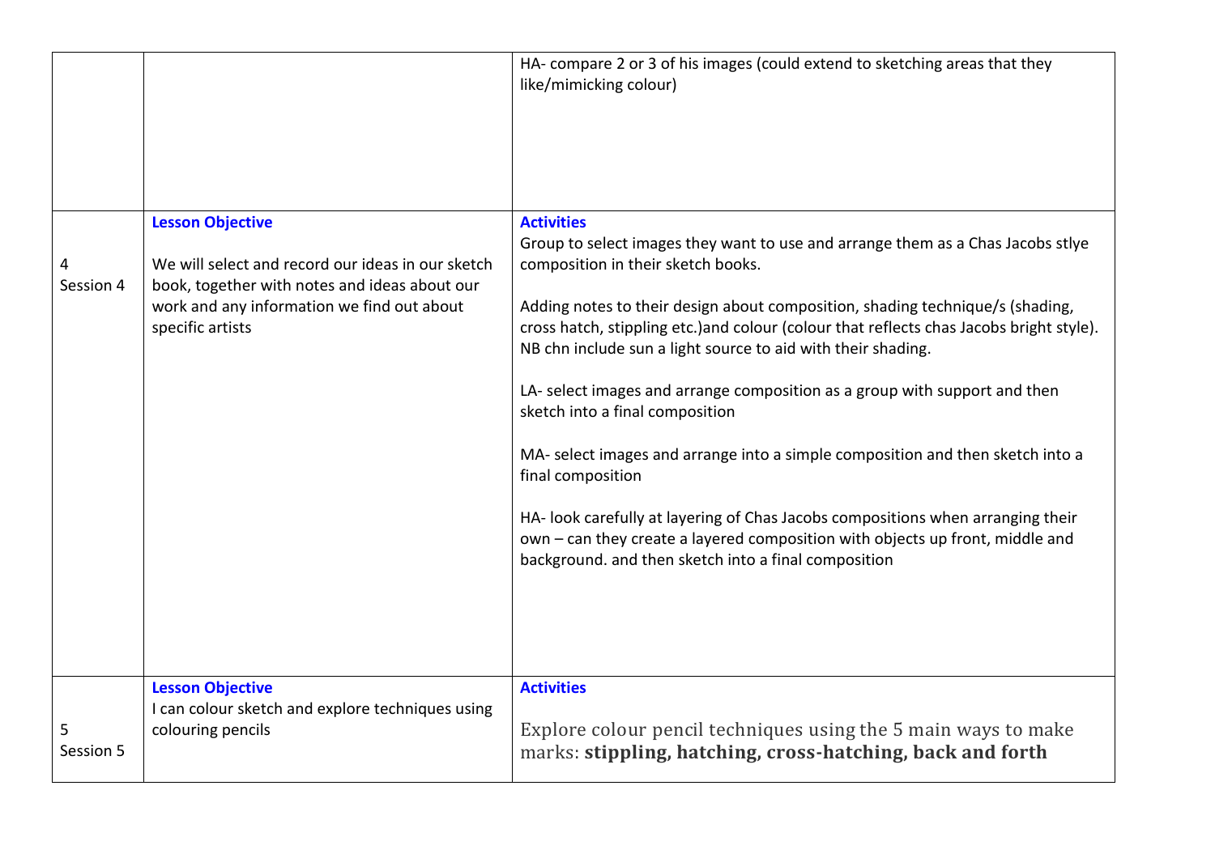| | | |
|---|---|---|
| | | HA- compare 2 or 3 of his images (could extend to sketching areas that they like/mimicking colour) |
| 4<br>Session 4 | **Lesson Objective**<br><br>We will select and record our ideas in our sketch book, together with notes and ideas about our work and any information we find out about specific artists | **Activities**<br>Group to select images they want to use and arrange them as a Chas Jacobs stlye composition in their sketch books.<br><br>Adding notes to their design about composition, shading technique/s (shading, cross hatch, stippling etc.)and colour (colour that reflects chas Jacobs bright style). NB chn include sun a light source to aid with their shading.<br><br>LA- select images and arrange composition as a group with support and then sketch into a final composition<br><br>MA- select images and arrange into a simple composition and then sketch into a final composition<br><br>HA- look carefully at layering of Chas Jacobs compositions when arranging their own – can they create a layered composition with objects up front, middle and background. and then sketch into a final composition |
| 5<br>Session 5 | **Lesson Objective**<br>I can colour sketch and explore techniques using colouring pencils | **Activities**<br><br>Explore colour pencil techniques using the 5 main ways to make marks: **stippling, hatching, cross-hatching, back and forth** |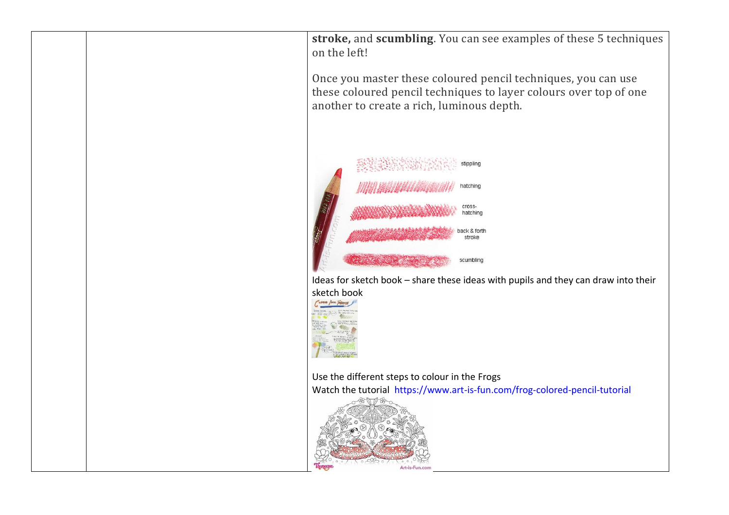| | | **stroke,** and **scumbling**. You can see examples of these 5 techniques on the left!<br><br>Once you master these coloured pencil techniques, you can use these coloured pencil techniques to layer colours over top of one another to create a rich, luminous depth.<br><br>Ideas for sketch book – share these ideas with pupils and they can draw into their sketch book<br><br>Use the different steps to colour in the Frogs<br>Watch the tutorial https://www.art-is-fun.com/frog-colored-pencil-tutorial |
|---|---|---|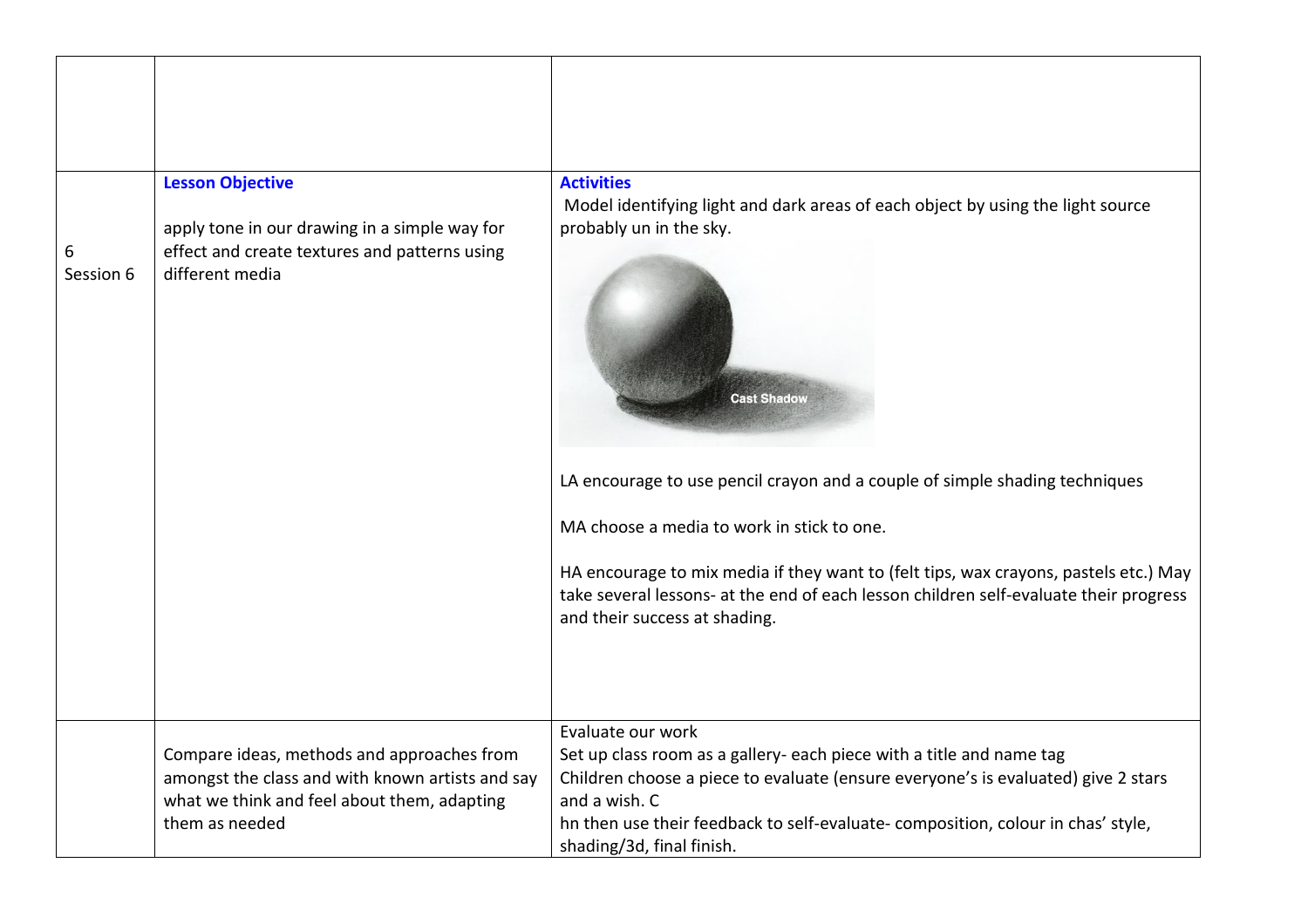| | | |
|---|---|---|
| | | |
| 6<br>Session 6 | **Lesson Objective**<br><br>apply tone in our drawing in a simple way for effect and create textures and patterns using different media | **Activities**<br>Model identifying light and dark areas of each object by using the light source probably un in the sky.<br><br>Cast Shadow<br><br>LA encourage to use pencil crayon and a couple of simple shading techniques<br><br>MA choose a media to work in stick to one.<br><br>HA encourage to mix media if they want to (felt tips, wax crayons, pastels etc.) May take several lessons- at the end of each lesson children self-evaluate their progress and their success at shading. |
| | Compare ideas, methods and approaches from amongst the class and with known artists and say what we think and feel about them, adapting them as needed | Evaluate our work<br>Set up class room as a gallery- each piece with a title and name tag<br>Children choose a piece to evaluate (ensure everyone's is evaluated) give 2 stars and a wish. C<br>hn then use their feedback to self-evaluate- composition, colour in chas' style, shading/3d, final finish. |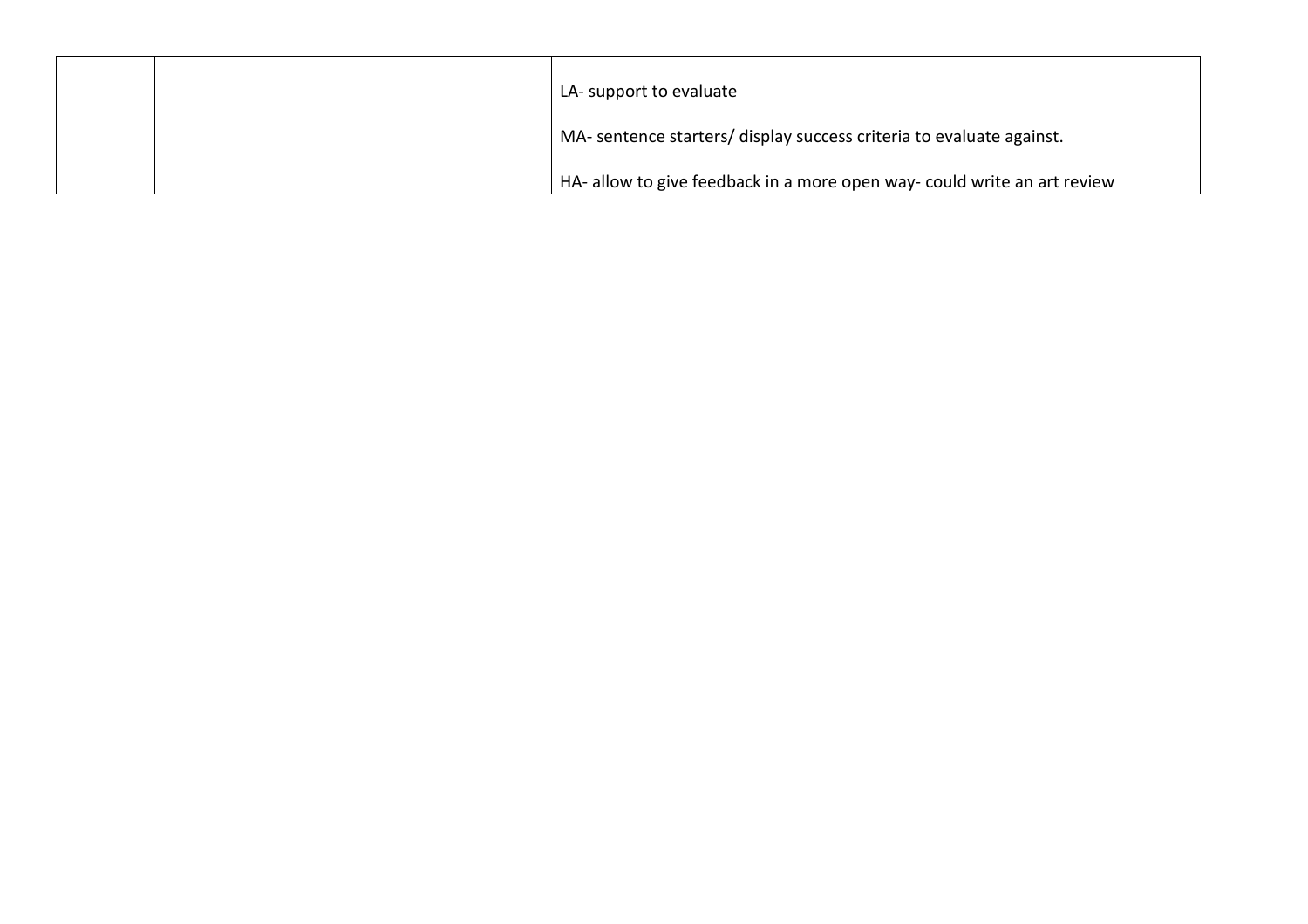| | | |
|---|---|---|
| | | LA- support to evaluate<br><br>MA- sentence starters/ display success criteria to evaluate against.<br><br>HA- allow to give feedback in a more open way- could write an art review |